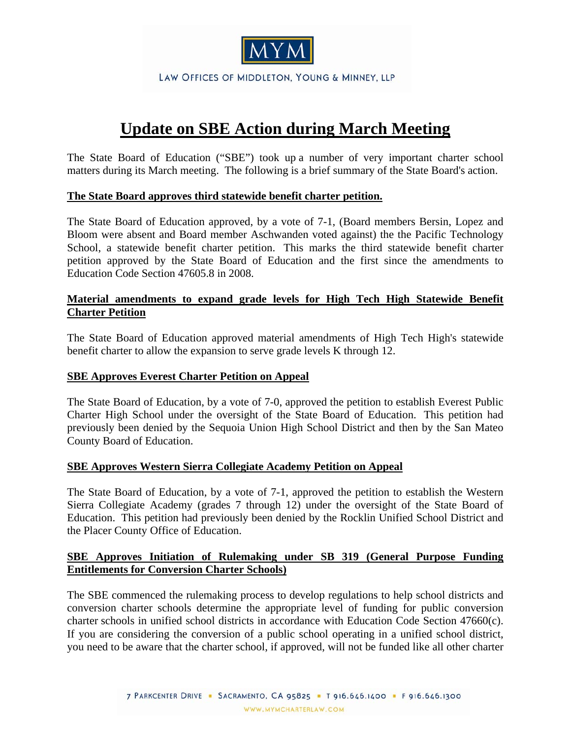# Update on SBE Action during March Meeting

The State Board of Education ("SBE") took up a number of very important charter school matters during its March meeting. The following is a brief summary of the State Board's action.

**The State Board approves third statewide benefit charter petition.**

The State Board of Education approved, by a vote of 7-1, (Board members Bersin, Lopez and Bloom were absent and Board member Aschwanden voted against) the the Pacific Technology School, a statewide benefit charter petition. This marks the third statewide benefit charter petition approved by the State Board of Education and the first since the amendments to Education Code Section 47605.8 in 2008.

**Material amendments to expand grade levels for High Tech High Statewide Benefit Charter Petition**

The State Board of Education approved material amendments of High Tech High's statewide benefit charter to allow the expansion to serve grade levels K through 12.

**SBE Approves Everest Charter Petition on Appeal**

The State Board of Education, by a vote of 7-0, approved the petition to establish Everest Public Charter High School under the oversight of the State Board of Education. This petition had previously been denied by the Sequoia Union High School District and then by the San Mateo County Board of Education.

**SBE Approves Western Sierra Collegiate Academy Petition on Appeal**

The State Board of Education, by a vote of 7-1, approved the petition to establish the Western Sierra Collegiate Academy (grades 7 through 12) under the oversight of the State Board of Education. This petition had previously been denied by the Rocklin Unified School District and the Placer County Office of Education.

**SBE Approves Initiation of Rulemaking under SB 319 (General Purpose Funding Entitlements for Conversion Charter Schools)**

The SBE commenced the rulemaking process to develop regulations to help school districts and conversion charter schools determine the appropriate level of funding for public conversion charter schools in unified school districts in accordance with Education Code Section 47660(c). If you are considering the conversion of a public school operating in a unified school district, you need to be aware that the charter school, if approved, will not be funded like all other charter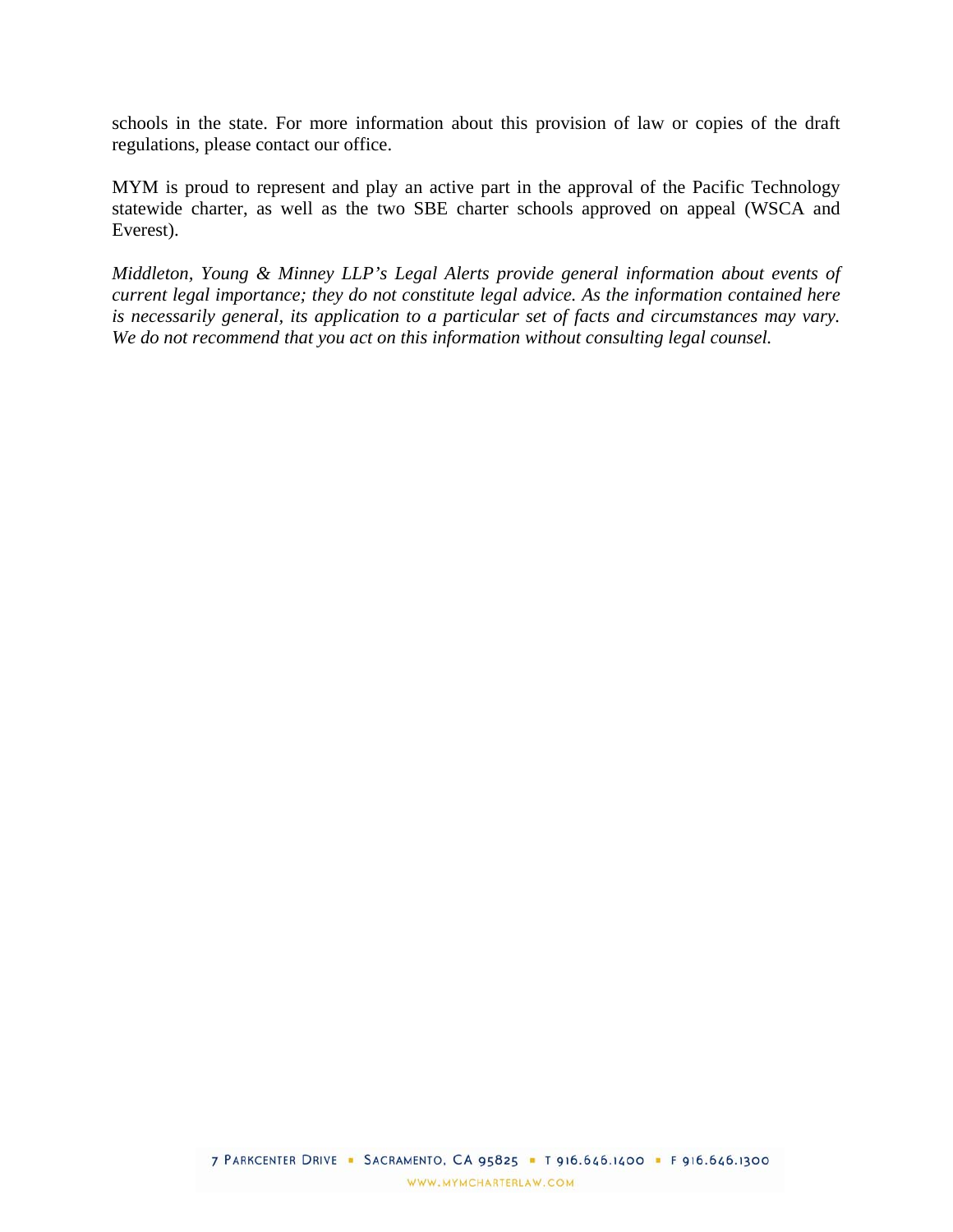schools in the state. For more information about this provision of law or copies of the draft regulations, please contact our office.

MYM is proud to represent and play an active part in the approval of the Pacific Technology statewide charter, as well as the two SBE charter schools approved on appeal (WSCA and Everest).

*Middleton, Young & Minney LLP's Legal Alerts provide general information about events of current legal importance; they do not constitute legal advice. As the information contained here is necessarily general, its application to a particular set of facts and circumstances may vary. We do not recommend that you act on this information without consulting legal counsel.*